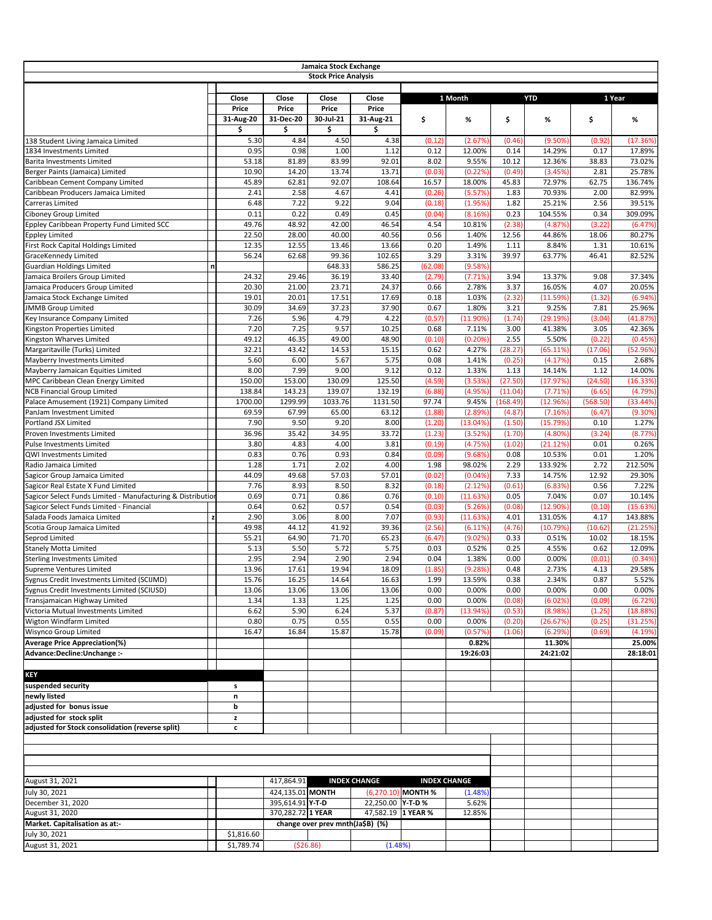# Jamaica Stock Exchange

## Stock Price Analysis

| | | Close Price 31-Aug-20 $ | Close Price 31-Dec-20 $ | Close Price 30-Jul-21 $ | Close Price 31-Aug-21 $ | 1 Month $ | 1 Month % | YTD $ | YTD % | 1 Year $ | 1 Year % |
|---|---|---|---|---|---|---|---|---|---|---|---|
| 138 Student Living Jamaica Limited | | 5.30 | 4.84 | 4.50 | 4.38 | (0.12) | (2.67%) | (0.46) | (9.50%) | (0.92) | (17.36%) |
| 1834 Investments Limited | | 0.95 | 0.98 | 1.00 | 1.12 | 0.12 | 12.00% | 0.14 | 14.29% | 0.17 | 17.89% |
| Barita Investments Limited | | 53.18 | 81.89 | 83.99 | 92.01 | 8.02 | 9.55% | 10.12 | 12.36% | 38.83 | 73.02% |
| Berger Paints (Jamaica) Limited | | 10.90 | 14.20 | 13.74 | 13.71 | (0.03) | (0.22%) | (0.49) | (3.45%) | 2.81 | 25.78% |
| Caribbean Cement Company Limited | | 45.89 | 62.81 | 92.07 | 108.64 | 16.57 | 18.00% | 45.83 | 72.97% | 62.75 | 136.74% |
| Caribbean Producers Jamaica Limited | | 2.41 | 2.58 | 4.67 | 4.41 | (0.26) | (5.57%) | 1.83 | 70.93% | 2.00 | 82.99% |
| Carreras Limited | | 6.48 | 7.22 | 9.22 | 9.04 | (0.18) | (1.95%) | 1.82 | 25.21% | 2.56 | 39.51% |
| Ciboney Group Limited | | 0.11 | 0.22 | 0.49 | 0.45 | (0.04) | (8.16%) | 0.23 | 104.55% | 0.34 | 309.09% |
| Eppley Caribbean Property Fund Limited SCC | | 49.76 | 48.92 | 42.00 | 46.54 | 4.54 | 10.81% | (2.38) | (4.87%) | (3.22) | (6.47%) |
| Eppley Limited | | 22.50 | 28.00 | 40.00 | 40.56 | 0.56 | 1.40% | 12.56 | 44.86% | 18.06 | 80.27% |
| First Rock Capital Holdings Limited | | 12.35 | 12.55 | 13.46 | 13.66 | 0.20 | 1.49% | 1.11 | 8.84% | 1.31 | 10.61% |
| GraceKennedy Limited | | 56.24 | 62.68 | 99.36 | 102.65 | 3.29 | 3.31% | 39.97 | 63.77% | 46.41 | 82.52% |
| Guardian Holdings Limited | n | | | 648.33 | 586.25 | (62.08) | (9.58%) | | | | |
| Jamaica Broilers Group Limited | | 24.32 | 29.46 | 36.19 | 33.40 | (2.79) | (7.71%) | 3.94 | 13.37% | 9.08 | 37.34% |
| Jamaica Producers Group Limited | | 20.30 | 21.00 | 23.71 | 24.37 | 0.66 | 2.78% | 3.37 | 16.05% | 4.07 | 20.05% |
| Jamaica Stock Exchange Limited | | 19.01 | 20.01 | 17.51 | 17.69 | 0.18 | 1.03% | (2.32) | (11.59%) | (1.32) | (6.94%) |
| JMMB Group Limited | | 30.09 | 34.69 | 37.23 | 37.90 | 0.67 | 1.80% | 3.21 | 9.25% | 7.81 | 25.96% |
| Key Insurance Company Limited | | 7.26 | 5.96 | 4.79 | 4.22 | (0.57) | (11.90%) | (1.74) | (29.19%) | (3.04) | (41.87%) |
| Kingston Properties Limited | | 7.20 | 7.25 | 9.57 | 10.25 | 0.68 | 7.11% | 3.00 | 41.38% | 3.05 | 42.36% |
| Kingston Wharves Limited | | 49.12 | 46.35 | 49.00 | 48.90 | (0.10) | (0.20%) | 2.55 | 5.50% | (0.22) | (0.45%) |
| Margaritaville (Turks) Limited | | 32.21 | 43.42 | 14.53 | 15.15 | 0.62 | 4.27% | (28.27) | (65.11%) | (17.06) | (52.96%) |
| Mayberry Investments Limited | | 5.60 | 6.00 | 5.67 | 5.75 | 0.08 | 1.41% | (0.25) | (4.17%) | 0.15 | 2.68% |
| Mayberry Jamaican Equities Limited | | 8.00 | 7.99 | 9.00 | 9.12 | 0.12 | 1.33% | 1.13 | 14.14% | 1.12 | 14.00% |
| MPC Caribbean Clean Energy Limited | | 150.00 | 153.00 | 130.09 | 125.50 | (4.59) | (3.53%) | (27.50) | (17.97%) | (24.50) | (16.33%) |
| NCB Financial Group Limited | | 138.84 | 143.23 | 139.07 | 132.19 | (6.88) | (4.95%) | (11.04) | (7.71%) | (6.65) | (4.79%) |
| Palace Amusement (1921) Company Limited | | 1700.00 | 1299.99 | 1033.76 | 1131.50 | 97.74 | 9.45% | (168.49) | (12.96%) | (568.50) | (33.44%) |
| PanJam Investment Limited | | 69.59 | 67.99 | 65.00 | 63.12 | (1.88) | (2.89%) | (4.87) | (7.16%) | (6.47) | (9.30%) |
| Portland JSX Limited | | 7.90 | 9.50 | 9.20 | 8.00 | (1.20) | (13.04%) | (1.50) | (15.79%) | 0.10 | 1.27% |
| Proven Investments Limited | | 36.96 | 35.42 | 34.95 | 33.72 | (1.23) | (3.52%) | (1.70) | (4.80%) | (3.24) | (8.77%) |
| Pulse Investments Limited | | 3.80 | 4.83 | 4.00 | 3.81 | (0.19) | (4.75%) | (1.02) | (21.12%) | 0.01 | 0.26% |
| QWI Investments Limited | | 0.83 | 0.76 | 0.93 | 0.84 | (0.09) | (9.68%) | 0.08 | 10.53% | 0.01 | 1.20% |
| Radio Jamaica Limited | | 1.28 | 1.71 | 2.02 | 4.00 | 1.98 | 98.02% | 2.29 | 133.92% | 2.72 | 212.50% |
| Sagicor Group Jamaica Limited | | 44.09 | 49.68 | 57.03 | 57.01 | (0.02) | (0.04%) | 7.33 | 14.75% | 12.92 | 29.30% |
| Sagicor Real Estate X Fund Limited | | 7.76 | 8.93 | 8.50 | 8.32 | (0.18) | (2.12%) | (0.61) | (6.83%) | 0.56 | 7.22% |
| Sagicor Select Funds Limited - Manufacturing & Distribution | | 0.69 | 0.71 | 0.86 | 0.76 | (0.10) | (11.63%) | 0.05 | 7.04% | 0.07 | 10.14% |
| Sagicor Select Funds Limited - Financial | | 0.64 | 0.62 | 0.57 | 0.54 | (0.03) | (5.26%) | (0.08) | (12.90%) | (0.10) | (15.63%) |
| Salada Foods Jamaica Limited | z | 2.90 | 3.06 | 8.00 | 7.07 | (0.93) | (11.63%) | 4.01 | 131.05% | 4.17 | 143.88% |
| Scotia Group Jamaica Limited | | 49.98 | 44.12 | 41.92 | 39.36 | (2.56) | (6.11%) | (4.76) | (10.79%) | (10.62) | (21.25%) |
| Seprod Limited | | 55.21 | 64.90 | 71.70 | 65.23 | (6.47) | (9.02%) | 0.33 | 0.51% | 10.02 | 18.15% |
| Stanely Motta Limited | | 5.13 | 5.50 | 5.72 | 5.75 | 0.03 | 0.52% | 0.25 | 4.55% | 0.62 | 12.09% |
| Sterling Investments Limited | | 2.95 | 2.94 | 2.90 | 2.94 | 0.04 | 1.38% | 0.00 | 0.00% | (0.01) | (0.34%) |
| Supreme Ventures Limited | | 13.96 | 17.61 | 19.94 | 18.09 | (1.85) | (9.28%) | 0.48 | 2.73% | 4.13 | 29.58% |
| Sygnus Credit Investments Limited (SCIJMD) | | 15.76 | 16.25 | 14.64 | 16.63 | 1.99 | 13.59% | 0.38 | 2.34% | 0.87 | 5.52% |
| Sygnus Credit Investments Limited (SCIUSD) | | 13.06 | 13.06 | 13.06 | 13.06 | 0.00 | 0.00% | 0.00 | 0.00% | 0.00 | 0.00% |
| Transjamaican Highway Limited | | 1.34 | 1.33 | 1.25 | 1.25 | 0.00 | 0.00% | (0.08) | (6.02%) | (0.09) | (6.72%) |
| Victoria Mutual Investments Limited | | 6.62 | 5.90 | 6.24 | 5.37 | (0.87) | (13.94%) | (0.53) | (8.98%) | (1.25) | (18.88%) |
| Wigton Windfarm Limited | | 0.80 | 0.75 | 0.55 | 0.55 | 0.00 | 0.00% | (0.20) | (26.67%) | (0.25) | (31.25%) |
| Wisynco Group Limited | | 16.47 | 16.84 | 15.87 | 15.78 | (0.09) | (0.57%) | (1.06) | (6.29%) | (0.69) | (4.19%) |
| **Average Price Appreciation(%)** | | | | | | | **0.82%** | | **11.30%** | | **25.00%** |
| **Advance:Decline:Unchange :-** | | | | | | | **19:26:03** | | **24:21:02** | | **28:18:01** |

| **KEY** | |
|---|---|
| **suspended security** | **s** |
| **newly listed** | **n** |
| **adjusted for bonus issue** | **b** |
| **adjusted for stock split** | **z** |
| **adjusted for Stock consolidation (reverse split)** | **c** |

| | | | INDEX CHANGE | | INDEX CHANGE | |
|---|---|---|---|---|---|---|
| August 31, 2021 | | 417,864.91 | | | | |
| July 30, 2021 | | 424,135.01 | **MONTH** | (6,270.10) | **MONTH %** | (1.48%) |
| December 31, 2020 | | 395,614.91 | **Y-T-D** | 22,250.00 | **Y-T-D %** | 5.62% |
| August 31, 2020 | | 370,282.72 | **1 YEAR** | 47,582.19 | **1 YEAR %** | 12.85% |

| **Market. Capitalisation as at:-** | | **change over prev mnth(Ja$B)** | **(%)** |
|---|---|---|---|
| July 30, 2021 | $1,816.60 | | |
| August 31, 2021 | $1,789.74 | ($26.86) | (1.48%) |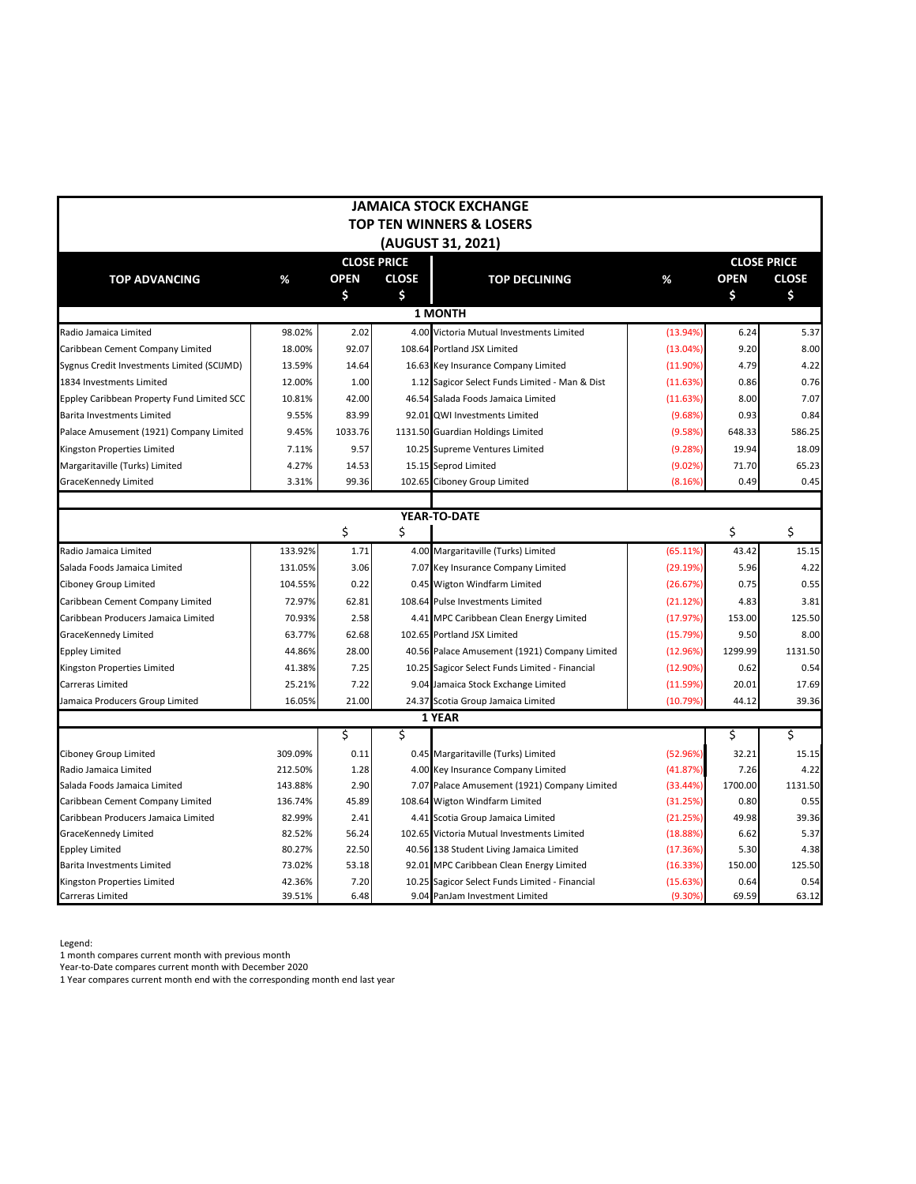# JAMAICA STOCK EXCHANGE
## TOP TEN WINNERS & LOSERS
## (AUGUST 31, 2021)

| TOP ADVANCING | % | CLOSE PRICE OPEN $ | CLOSE PRICE CLOSE $ | TOP DECLINING | % | CLOSE PRICE OPEN $ | CLOSE PRICE CLOSE $ |
|---|---|---|---|---|---|---|---|
| **1 MONTH** | | | | | | | |
| Radio Jamaica Limited | 98.02% | 2.02 | 4.00 | Victoria Mutual Investments Limited | (13.94%) | 6.24 | 5.37 |
| Caribbean Cement Company Limited | 18.00% | 92.07 | 108.64 | Portland JSX Limited | (13.04%) | 9.20 | 8.00 |
| Sygnus Credit Investments Limited (SCIJMD) | 13.59% | 14.64 | 16.63 | Key Insurance Company Limited | (11.90%) | 4.79 | 4.22 |
| 1834 Investments Limited | 12.00% | 1.00 | 1.12 | Sagicor Select Funds Limited - Man & Dist | (11.63%) | 0.86 | 0.76 |
| Eppley Caribbean Property Fund Limited SCC | 10.81% | 42.00 | 46.54 | Salada Foods Jamaica Limited | (11.63%) | 8.00 | 7.07 |
| Barita Investments Limited | 9.55% | 83.99 | 92.01 | QWI Investments Limited | (9.68%) | 0.93 | 0.84 |
| Palace Amusement (1921) Company Limited | 9.45% | 1033.76 | 1131.50 | Guardian Holdings Limited | (9.58%) | 648.33 | 586.25 |
| Kingston Properties Limited | 7.11% | 9.57 | 10.25 | Supreme Ventures Limited | (9.28%) | 19.94 | 18.09 |
| Margaritaville (Turks) Limited | 4.27% | 14.53 | 15.15 | Seprod Limited | (9.02%) | 71.70 | 65.23 |
| GraceKennedy Limited | 3.31% | 99.36 | 102.65 | Ciboney Group Limited | (8.16%) | 0.49 | 0.45 |
| **YEAR-TO-DATE** | | $ | $ | | | $ | $ |
| Radio Jamaica Limited | 133.92% | 1.71 | 4.00 | Margaritaville (Turks) Limited | (65.11%) | 43.42 | 15.15 |
| Salada Foods Jamaica Limited | 131.05% | 3.06 | 7.07 | Key Insurance Company Limited | (29.19%) | 5.96 | 4.22 |
| Ciboney Group Limited | 104.55% | 0.22 | 0.45 | Wigton Windfarm Limited | (26.67%) | 0.75 | 0.55 |
| Caribbean Cement Company Limited | 72.97% | 62.81 | 108.64 | Pulse Investments Limited | (21.12%) | 4.83 | 3.81 |
| Caribbean Producers Jamaica Limited | 70.93% | 2.58 | 4.41 | MPC Caribbean Clean Energy Limited | (17.97%) | 153.00 | 125.50 |
| GraceKennedy Limited | 63.77% | 62.68 | 102.65 | Portland JSX Limited | (15.79%) | 9.50 | 8.00 |
| Eppley Limited | 44.86% | 28.00 | 40.56 | Palace Amusement (1921) Company Limited | (12.96%) | 1299.99 | 1131.50 |
| Kingston Properties Limited | 41.38% | 7.25 | 10.25 | Sagicor Select Funds Limited - Financial | (12.90%) | 0.62 | 0.54 |
| Carreras Limited | 25.21% | 7.22 | 9.04 | Jamaica Stock Exchange Limited | (11.59%) | 20.01 | 17.69 |
| Jamaica Producers Group Limited | 16.05% | 21.00 | 24.37 | Scotia Group Jamaica Limited | (10.79%) | 44.12 | 39.36 |
| **1 YEAR** | | $ | $ | | | $ | $ |
| Ciboney Group Limited | 309.09% | 0.11 | 0.45 | Margaritaville (Turks) Limited | (52.96%) | 32.21 | 15.15 |
| Radio Jamaica Limited | 212.50% | 1.28 | 4.00 | Key Insurance Company Limited | (41.87%) | 7.26 | 4.22 |
| Salada Foods Jamaica Limited | 143.88% | 2.90 | 7.07 | Palace Amusement (1921) Company Limited | (33.44%) | 1700.00 | 1131.50 |
| Caribbean Cement Company Limited | 136.74% | 45.89 | 108.64 | Wigton Windfarm Limited | (31.25%) | 0.80 | 0.55 |
| Caribbean Producers Jamaica Limited | 82.99% | 2.41 | 4.41 | Scotia Group Jamaica Limited | (21.25%) | 49.98 | 39.36 |
| GraceKennedy Limited | 82.52% | 56.24 | 102.65 | Victoria Mutual Investments Limited | (18.88%) | 6.62 | 5.37 |
| Eppley Limited | 80.27% | 22.50 | 40.56 | 138 Student Living Jamaica Limited | (17.36%) | 5.30 | 4.38 |
| Barita Investments Limited | 73.02% | 53.18 | 92.01 | MPC Caribbean Clean Energy Limited | (16.33%) | 150.00 | 125.50 |
| Kingston Properties Limited | 42.36% | 7.20 | 10.25 | Sagicor Select Funds Limited - Financial | (15.63%) | 0.64 | 0.54 |
| Carreras Limited | 39.51% | 6.48 | 9.04 | PanJam Investment Limited | (9.30%) | 69.59 | 63.12 |

Legend:
1 month compares current month with previous month
Year-to-Date compares current month with December 2020
1 Year compares current month end with the corresponding month end last year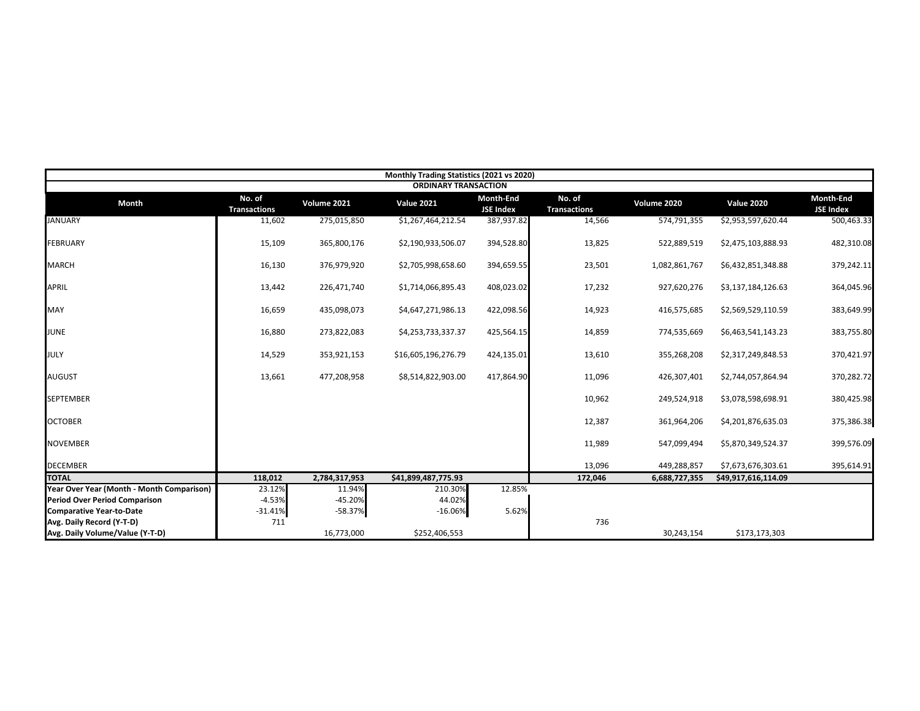| Monthly Trading Statistics (2021 vs 2020) | | | | | | | | |
|---|---|---|---|---|---|---|---|---|
| ORDINARY TRANSACTION | | | | | | | | |
| Month | No. of Transactions | Volume 2021 | Value 2021 | Month-End JSE Index | No. of Transactions | Volume 2020 | Value 2020 | Month-End JSE Index |
| JANUARY | 11,602 | 275,015,850 | $1,267,464,212.54 | 387,937.82 | 14,566 | 574,791,355 | $2,953,597,620.44 | 500,463.33 |
| FEBRUARY | 15,109 | 365,800,176 | $2,190,933,506.07 | 394,528.80 | 13,825 | 522,889,519 | $2,475,103,888.93 | 482,310.08 |
| MARCH | 16,130 | 376,979,920 | $2,705,998,658.60 | 394,659.55 | 23,501 | 1,082,861,767 | $6,432,851,348.88 | 379,242.11 |
| APRIL | 13,442 | 226,471,740 | $1,714,066,895.43 | 408,023.02 | 17,232 | 927,620,276 | $3,137,184,126.63 | 364,045.96 |
| MAY | 16,659 | 435,098,073 | $4,647,271,986.13 | 422,098.56 | 14,923 | 416,575,685 | $2,569,529,110.59 | 383,649.99 |
| JUNE | 16,880 | 273,822,083 | $4,253,733,337.37 | 425,564.15 | 14,859 | 774,535,669 | $6,463,541,143.23 | 383,755.80 |
| JULY | 14,529 | 353,921,153 | $16,605,196,276.79 | 424,135.01 | 13,610 | 355,268,208 | $2,317,249,848.53 | 370,421.97 |
| AUGUST | 13,661 | 477,208,958 | $8,514,822,903.00 | 417,864.90 | 11,096 | 426,307,401 | $2,744,057,864.94 | 370,282.72 |
| SEPTEMBER | | | | | 10,962 | 249,524,918 | $3,078,598,698.91 | 380,425.98 |
| OCTOBER | | | | | 12,387 | 361,964,206 | $4,201,876,635.03 | 375,386.38 |
| NOVEMBER | | | | | 11,989 | 547,099,494 | $5,870,349,524.37 | 399,576.09 |
| DECEMBER | | | | | 13,096 | 449,288,857 | $7,673,676,303.61 | 395,614.91 |
| **TOTAL** | **118,012** | **2,784,317,953** | **$41,899,487,775.93** | | **172,046** | **6,688,727,355** | **$49,917,616,114.09** | |
| **Year Over Year (Month - Month Comparison)** | 23.12% | 11.94% | 210.30% | 12.85% | | | | |
| **Period Over Period Comparison** | -4.53% | -45.20% | 44.02% | | | | | |
| **Comparative Year-to-Date** | -31.41% | -58.37% | -16.06% | 5.62% | | | | |
| **Avg. Daily Record (Y-T-D)** | 711 | | | | 736 | | | |
| **Avg. Daily Volume/Value (Y-T-D)** | | 16,773,000 | $252,406,553 | | | 30,243,154 | $173,173,303 | |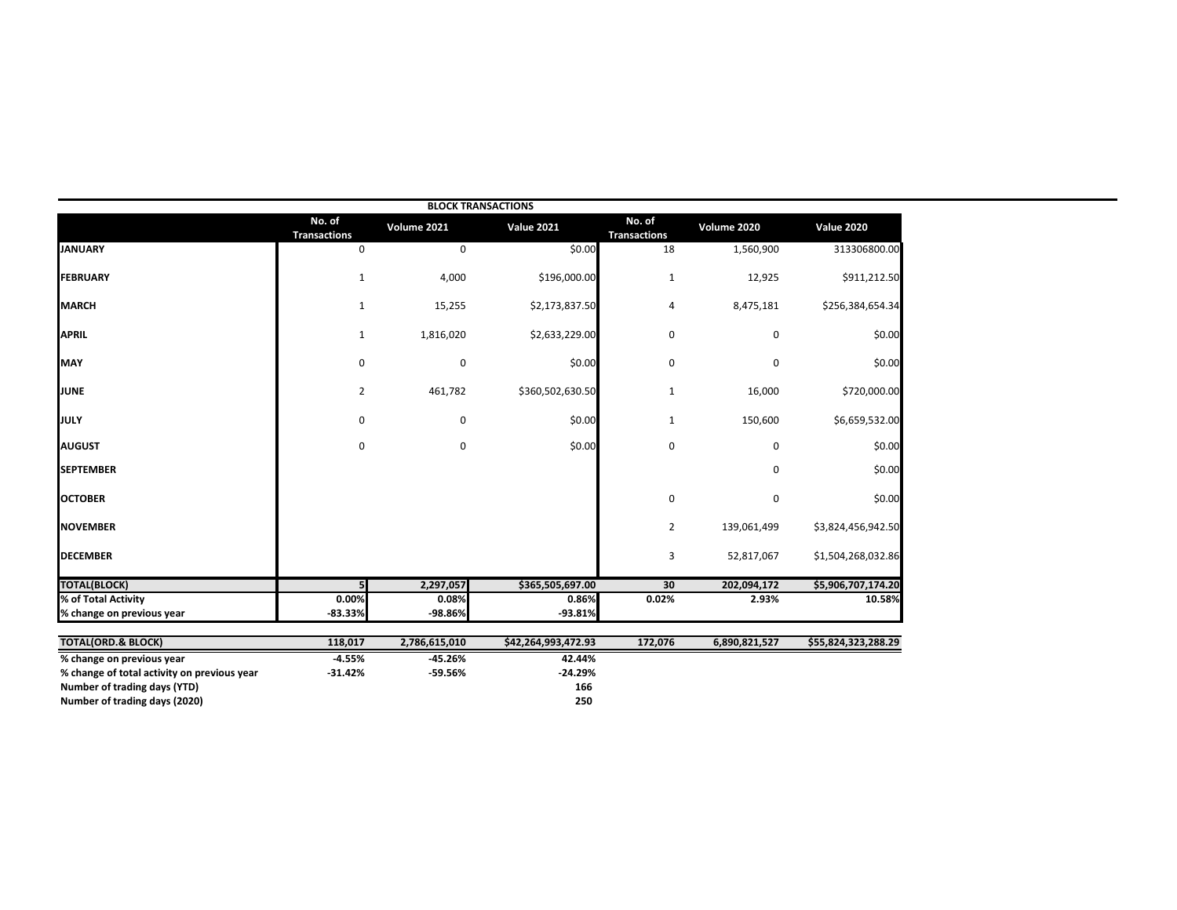## BLOCK TRANSACTIONS

| | No. of Transactions | Volume 2021 | Value 2021 | No. of Transactions | Volume 2020 | Value 2020 |
|---|---|---|---|---|---|---|
| **JANUARY** | 0 | 0 | $0.00 | 18 | 1,560,900 | 313306800.00 |
| **FEBRUARY** | 1 | 4,000 | $196,000.00 | 1 | 12,925 | $911,212.50 |
| **MARCH** | 1 | 15,255 | $2,173,837.50 | 4 | 8,475,181 | $256,384,654.34 |
| **APRIL** | 1 | 1,816,020 | $2,633,229.00 | 0 | 0 | $0.00 |
| **MAY** | 0 | 0 | $0.00 | 0 | 0 | $0.00 |
| **JUNE** | 2 | 461,782 | $360,502,630.50 | 1 | 16,000 | $720,000.00 |
| **JULY** | 0 | 0 | $0.00 | 1 | 150,600 | $6,659,532.00 |
| **AUGUST** | 0 | 0 | $0.00 | 0 | 0 | $0.00 |
| **SEPTEMBER** | | | | | 0 | $0.00 |
| **OCTOBER** | | | | 0 | 0 | $0.00 |
| **NOVEMBER** | | | | 2 | 139,061,499 | $3,824,456,942.50 |
| **DECEMBER** | | | | 3 | 52,817,067 | $1,504,268,032.86 |
| **TOTAL(BLOCK)** | **5** | **2,297,057** | **$365,505,697.00** | **30** | **202,094,172** | **$5,906,707,174.20** |
| **% of Total Activity** | **0.00%** | **0.08%** | **0.86%** | **0.02%** | **2.93%** | **10.58%** |
| **% change on previous year** | **-83.33%** | **-98.86%** | **-93.81%** | | | |

| | | | | | | |
|---|---|---|---|---|---|---|
| **TOTAL(ORD.& BLOCK)** | **118,017** | **2,786,615,010** | **$42,264,993,472.93** | **172,076** | **6,890,821,527** | **$55,824,323,288.29** |
| **% change on previous year** | **-4.55%** | **-45.26%** | **42.44%** | | | |
| **% change of total activity on previous year** | **-31.42%** | **-59.56%** | **-24.29%** | | | |
| **Number of trading days (YTD)** | | | **166** | | | |
| **Number of trading days (2020)** | | | **250** | | | |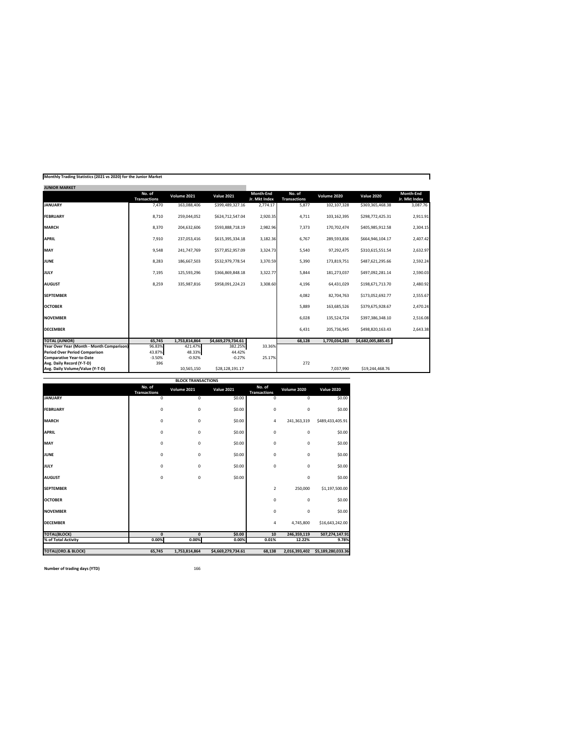**Monthly Trading Statistics (2021 vs 2020) for the Junior Market**

| JUNIOR MARKET | No. of Transactions | Volume 2021 | Value 2021 | Month-End Jr. Mkt Index | No. of Transactions | Volume 2020 | Value 2020 | Month-End Jr. Mkt Index |
|---|---|---|---|---|---|---|---|---|
| JANUARY | 7,470 | 163,088,406 | $399,489,327.16 | 2,774.17 | 5,877 | 102,107,328 | $369,365,468.38 | 3,087.76 |
| FEBRUARY | 8,710 | 259,044,052 | $624,712,547.04 | 2,920.35 | 4,711 | 103,162,395 | $298,772,425.31 | 2,911.91 |
| MARCH | 8,370 | 204,632,606 | $593,888,718.19 | 2,982.96 | 7,373 | 170,702,474 | $405,985,912.58 | 2,304.15 |
| APRIL | 7,910 | 237,053,416 | $615,395,334.18 | 3,182.36 | 6,767 | 289,593,836 | $664,946,104.17 | 2,407.42 |
| MAY | 9,548 | 241,747,769 | $577,852,957.09 | 3,324.73 | 5,540 | 97,292,475 | $310,615,551.54 | 2,632.97 |
| JUNE | 8,283 | 186,667,503 | $532,979,778.54 | 3,370.59 | 5,390 | 173,819,751 | $487,621,295.66 | 2,592.24 |
| JULY | 7,195 | 125,593,296 | $366,869,848.18 | 3,322.77 | 5,844 | 181,273,037 | $497,092,281.14 | 2,590.03 |
| AUGUST | 8,259 | 335,987,816 | $958,091,224.23 | 3,308.60 | 4,196 | 64,431,029 | $198,671,713.70 | 2,480.92 |
| SEPTEMBER | | | | | 4,082 | 82,704,763 | $173,052,692.77 | 2,555.67 |
| OCTOBER | | | | | 5,889 | 163,685,526 | $379,675,928.67 | 2,470.24 |
| NOVEMBER | | | | | 6,028 | 135,524,724 | $397,386,348.10 | 2,516.08 |
| DECEMBER | | | | | 6,431 | 205,736,945 | $498,820,163.43 | 2,643.38 |
| **TOTAL (JUNIOR)** | **65,745** | **1,753,814,864** | **$4,669,279,734.61** | | **68,128** | **1,770,034,283** | **$4,682,005,885.45** | |
| **Year Over Year (Month - Month Comparison)** | 96.83% | 421.47% | 382.25% | 33.36% | | | | |
| **Period Over Period Comparison** | 43.87% | 48.33% | 44.42% | | | | | |
| **Comparative Year-to-Date** | -3.50% | -0.92% | -0.27% | 25.17% | | | | |
| **Avg. Daily Record (Y-T-D)** | 396 | | | | 272 | | | |
| **Avg. Daily Volume/Value (Y-T-D)** | | 10,565,150 | $28,128,191.17 | | | 7,037,990 | $19,244,468.76 | |

**BLOCK TRANSACTIONS**

| | No. of Transactions | Volume 2021 | Value 2021 | No. of Transactions | Volume 2020 | Value 2020 |
|---|---|---|---|---|---|---|
| JANUARY | 0 | 0 | $0.00 | 0 | 0 | $0.00 |
| FEBRUARY | 0 | 0 | $0.00 | 0 | 0 | $0.00 |
| MARCH | 0 | 0 | $0.00 | 4 | 241,363,319 | $489,433,405.91 |
| APRIL | 0 | 0 | $0.00 | 0 | 0 | $0.00 |
| MAY | 0 | 0 | $0.00 | 0 | 0 | $0.00 |
| JUNE | 0 | 0 | $0.00 | 0 | 0 | $0.00 |
| JULY | 0 | 0 | $0.00 | 0 | 0 | $0.00 |
| AUGUST | 0 | 0 | $0.00 | | 0 | $0.00 |
| SEPTEMBER | | | | 2 | 250,000 | $1,197,500.00 |
| OCTOBER | | | | 0 | 0 | $0.00 |
| NOVEMBER | | | | 0 | 0 | $0.00 |
| DECEMBER | | | | 4 | 4,745,800 | $16,643,242.00 |
| **TOTAL(BLOCK)** | **0** | **0** | **$0.00** | **10** | **246,359,119** | **507,274,147.91** |
| **% of Total Activity** | **0.00%** | **0.00%** | **0.00%** | **0.01%** | **12.22%** | **9.78%** |
| **TOTAL(ORD.& BLOCK)** | **65,745** | **1,753,814,864** | **$4,669,279,734.61** | **68,138** | **2,016,393,402** | **$5,189,280,033.36** |

**Number of trading days (YTD)** 166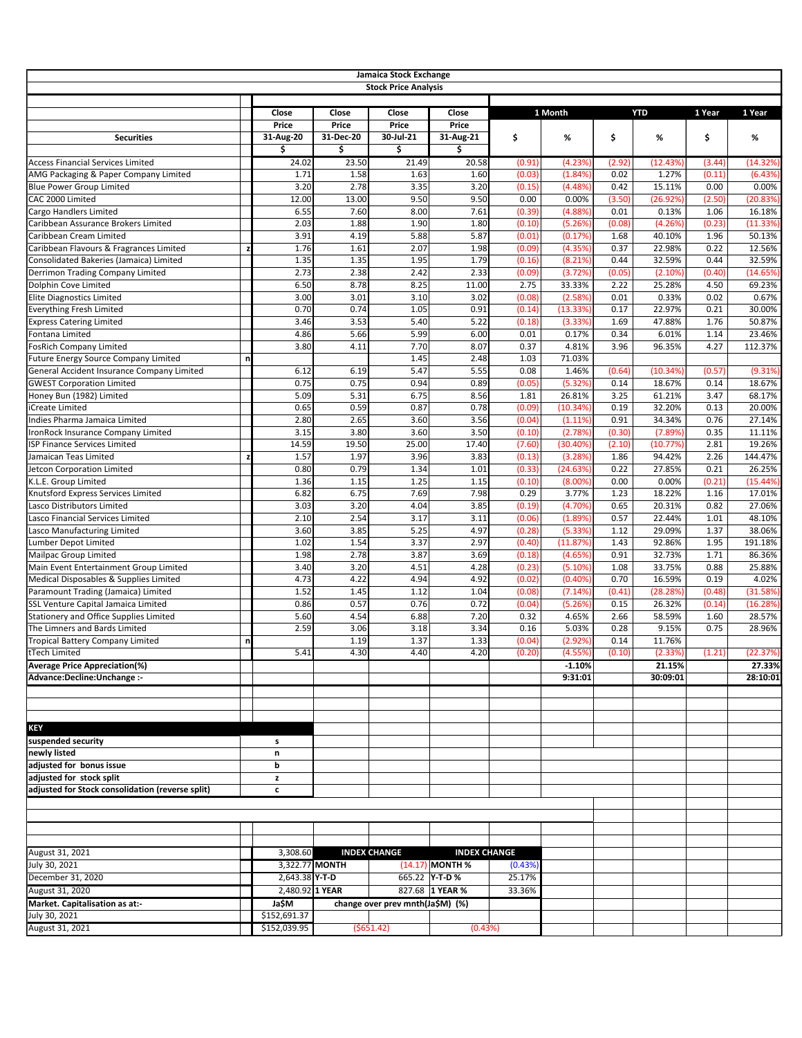# Jamaica Stock Exchange

## Stock Price Analysis

| Securities | | Close Price 31-Aug-20 $ | Close Price 31-Dec-20 $ | Close Price 30-Jul-21 $ | Close Price 31-Aug-21 $ | 1 Month $ | 1 Month % | YTD $ | YTD % | 1 Year $ | 1 Year % |
|---|---|---|---|---|---|---|---|---|---|---|---|
| Access Financial Services Limited | | 24.02 | 23.50 | 21.49 | 20.58 | (0.91) | (4.23%) | (2.92) | (12.43%) | (3.44) | (14.32%) |
| AMG Packaging & Paper Company Limited | | 1.71 | 1.58 | 1.63 | 1.60 | (0.03) | (1.84%) | 0.02 | 1.27% | (0.11) | (6.43%) |
| Blue Power Group Limited | | 3.20 | 2.78 | 3.35 | 3.20 | (0.15) | (4.48%) | 0.42 | 15.11% | 0.00 | 0.00% |
| CAC 2000 Limited | | 12.00 | 13.00 | 9.50 | 9.50 | 0.00 | 0.00% | (3.50) | (26.92%) | (2.50) | (20.83%) |
| Cargo Handlers Limited | | 6.55 | 7.60 | 8.00 | 7.61 | (0.39) | (4.88%) | 0.01 | 0.13% | 1.06 | 16.18% |
| Caribbean Assurance Brokers Limited | | 2.03 | 1.88 | 1.90 | 1.80 | (0.10) | (5.26%) | (0.08) | (4.26%) | (0.23) | (11.33%) |
| Caribbean Cream Limited | | 3.91 | 4.19 | 5.88 | 5.87 | (0.01) | (0.17%) | 1.68 | 40.10% | 1.96 | 50.13% |
| Caribbean Flavours & Fragrances Limited | z | 1.76 | 1.61 | 2.07 | 1.98 | (0.09) | (4.35%) | 0.37 | 22.98% | 0.22 | 12.56% |
| Consolidated Bakeries (Jamaica) Limited | | 1.35 | 1.35 | 1.95 | 1.79 | (0.16) | (8.21%) | 0.44 | 32.59% | 0.44 | 32.59% |
| Derrimon Trading Company Limited | | 2.73 | 2.38 | 2.42 | 2.33 | (0.09) | (3.72%) | (0.05) | (2.10%) | (0.40) | (14.65%) |
| Dolphin Cove Limited | | 6.50 | 8.78 | 8.25 | 11.00 | 2.75 | 33.33% | 2.22 | 25.28% | 4.50 | 69.23% |
| Elite Diagnostics Limited | | 3.00 | 3.01 | 3.10 | 3.02 | (0.08) | (2.58%) | 0.01 | 0.33% | 0.02 | 0.67% |
| Everything Fresh Limited | | 0.70 | 0.74 | 1.05 | 0.91 | (0.14) | (13.33%) | 0.17 | 22.97% | 0.21 | 30.00% |
| Express Catering Limited | | 3.46 | 3.53 | 5.40 | 5.22 | (0.18) | (3.33%) | 1.69 | 47.88% | 1.76 | 50.87% |
| Fontana Limited | | 4.86 | 5.66 | 5.99 | 6.00 | 0.01 | 0.17% | 0.34 | 6.01% | 1.14 | 23.46% |
| FosRich Company Limited | | 3.80 | 4.11 | 7.70 | 8.07 | 0.37 | 4.81% | 3.96 | 96.35% | 4.27 | 112.37% |
| Future Energy Source Company Limited | n | | | 1.45 | 2.48 | 1.03 | 71.03% | | | | |
| General Accident Insurance Company Limited | | 6.12 | 6.19 | 5.47 | 5.55 | 0.08 | 1.46% | (0.64) | (10.34%) | (0.57) | (9.31%) |
| GWEST Corporation Limited | | 0.75 | 0.75 | 0.94 | 0.89 | (0.05) | (5.32%) | 0.14 | 18.67% | 0.14 | 18.67% |
| Honey Bun (1982) Limited | | 5.09 | 5.31 | 6.75 | 8.56 | 1.81 | 26.81% | 3.25 | 61.21% | 3.47 | 68.17% |
| iCreate Limited | | 0.65 | 0.59 | 0.87 | 0.78 | (0.09) | (10.34%) | 0.19 | 32.20% | 0.13 | 20.00% |
| Indies Pharma Jamaica Limited | | 2.80 | 2.65 | 3.60 | 3.56 | (0.04) | (1.11%) | 0.91 | 34.34% | 0.76 | 27.14% |
| IronRock Insurance Company Limited | | 3.15 | 3.80 | 3.60 | 3.50 | (0.10) | (2.78%) | (0.30) | (7.89%) | 0.35 | 11.11% |
| ISP Finance Services Limited | | 14.59 | 19.50 | 25.00 | 17.40 | (7.60) | (30.40%) | (2.10) | (10.77%) | 2.81 | 19.26% |
| Jamaican Teas Limited | z | 1.57 | 1.97 | 3.96 | 3.83 | (0.13) | (3.28%) | 1.86 | 94.42% | 2.26 | 144.47% |
| Jetcon Corporation Limited | | 0.80 | 0.79 | 1.34 | 1.01 | (0.33) | (24.63%) | 0.22 | 27.85% | 0.21 | 26.25% |
| K.L.E. Group Limited | | 1.36 | 1.15 | 1.25 | 1.15 | (0.10) | (8.00%) | 0.00 | 0.00% | (0.21) | (15.44%) |
| Knutsford Express Services Limited | | 6.82 | 6.75 | 7.69 | 7.98 | 0.29 | 3.77% | 1.23 | 18.22% | 1.16 | 17.01% |
| Lasco Distributors Limited | | 3.03 | 3.20 | 4.04 | 3.85 | (0.19) | (4.70%) | 0.65 | 20.31% | 0.82 | 27.06% |
| Lasco Financial Services Limited | | 2.10 | 2.54 | 3.17 | 3.11 | (0.06) | (1.89%) | 0.57 | 22.44% | 1.01 | 48.10% |
| Lasco Manufacturing Limited | | 3.60 | 3.85 | 5.25 | 4.97 | (0.28) | (5.33%) | 1.12 | 29.09% | 1.37 | 38.06% |
| Lumber Depot Limited | | 1.02 | 1.54 | 3.37 | 2.97 | (0.40) | (11.87%) | 1.43 | 92.86% | 1.95 | 191.18% |
| Mailpac Group Limited | | 1.98 | 2.78 | 3.87 | 3.69 | (0.18) | (4.65%) | 0.91 | 32.73% | 1.71 | 86.36% |
| Main Event Entertainment Group Limited | | 3.40 | 3.20 | 4.51 | 4.28 | (0.23) | (5.10%) | 1.08 | 33.75% | 0.88 | 25.88% |
| Medical Disposables & Supplies Limited | | 4.73 | 4.22 | 4.94 | 4.92 | (0.02) | (0.40%) | 0.70 | 16.59% | 0.19 | 4.02% |
| Paramount Trading (Jamaica) Limited | | 1.52 | 1.45 | 1.12 | 1.04 | (0.08) | (7.14%) | (0.41) | (28.28%) | (0.48) | (31.58%) |
| SSL Venture Capital Jamaica Limited | | 0.86 | 0.57 | 0.76 | 0.72 | (0.04) | (5.26%) | 0.15 | 26.32% | (0.14) | (16.28%) |
| Stationery and Office Supplies Limited | | 5.60 | 4.54 | 6.88 | 7.20 | 0.32 | 4.65% | 2.66 | 58.59% | 1.60 | 28.57% |
| The Limners and Bards Limited | | 2.59 | 3.06 | 3.18 | 3.34 | 0.16 | 5.03% | 0.28 | 9.15% | 0.75 | 28.96% |
| Tropical Battery Company Limited | n | | 1.19 | 1.37 | 1.33 | (0.04) | (2.92%) | 0.14 | 11.76% | | |
| tTech Limited | | 5.41 | 4.30 | 4.40 | 4.20 | (0.20) | (4.55%) | (0.10) | (2.33%) | (1.21) | (22.37%) |
| **Average Price Appreciation(%)** | | | | | | | **-1.10%** | | **21.15%** | | **27.33%** |
| **Advance:Decline:Unchange :-** | | | | | | | **9:31:01** | | **30:09:01** | | **28:10:01** |

| **KEY** | |
|---|---|
| **suspended security** | **s** |
| **newly listed** | **n** |
| **adjusted for bonus issue** | **b** |
| **adjusted for stock split** | **z** |
| **adjusted for Stock consolidation (reverse split)** | **c** |

| | | | | | |
|---|---|---|---|---|---|
| August 31, 2021 | 3,308.60 | **INDEX CHANGE** | | **INDEX CHANGE** | |
| July 30, 2021 | 3,322.77 | **MONTH** | (14.17) | **MONTH %** | (0.43%) |
| December 31, 2020 | 2,643.38 | **Y-T-D** | 665.22 | **Y-T-D %** | 25.17% |
| August 31, 2020 | 2,480.92 | **1 YEAR** | 827.68 | **1 YEAR %** | 33.36% |
| **Market. Capitalisation as at:-** | **Ja$M** | **change over prev mnth(Ja$M) (%)** | | | |
| July 30, 2021 | $152,691.37 | | | | |
| August 31, 2021 | $152,039.95 | ($651.42) | | (0.43%) | |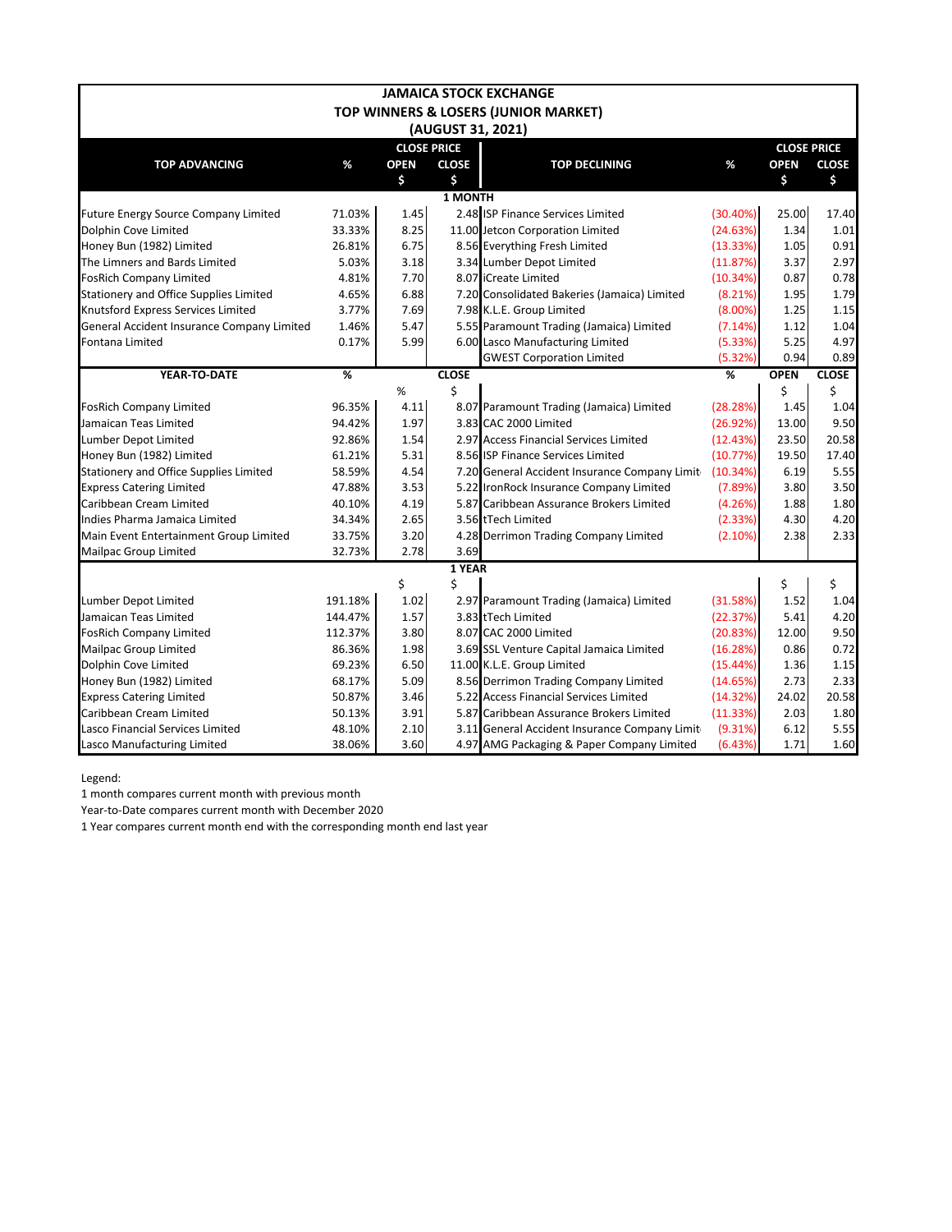# JAMAICA STOCK EXCHANGE
## TOP WINNERS & LOSERS (JUNIOR MARKET)
### (AUGUST 31, 2021)

| TOP ADVANCING | % | CLOSE PRICE OPEN $ | CLOSE $ | TOP DECLINING | % | CLOSE PRICE OPEN $ | CLOSE $ |
|---|---|---|---|---|---|---|---|
| **1 MONTH** | | | | | | | |
| Future Energy Source Company Limited | 71.03% | 1.45 | 2.48 | ISP Finance Services Limited | (30.40%) | 25.00 | 17.40 |
| Dolphin Cove Limited | 33.33% | 8.25 | 11.00 | Jetcon Corporation Limited | (24.63%) | 1.34 | 1.01 |
| Honey Bun (1982) Limited | 26.81% | 6.75 | 8.56 | Everything Fresh Limited | (13.33%) | 1.05 | 0.91 |
| The Limners and Bards Limited | 5.03% | 3.18 | 3.34 | Lumber Depot Limited | (11.87%) | 3.37 | 2.97 |
| FosRich Company Limited | 4.81% | 7.70 | 8.07 | iCreate Limited | (10.34%) | 0.87 | 0.78 |
| Stationery and Office Supplies Limited | 4.65% | 6.88 | 7.20 | Consolidated Bakeries (Jamaica) Limited | (8.21%) | 1.95 | 1.79 |
| Knutsford Express Services Limited | 3.77% | 7.69 | 7.98 | K.L.E. Group Limited | (8.00%) | 1.25 | 1.15 |
| General Accident Insurance Company Limited | 1.46% | 5.47 | 5.55 | Paramount Trading (Jamaica) Limited | (7.14%) | 1.12 | 1.04 |
| Fontana Limited | 0.17% | 5.99 | 6.00 | Lasco Manufacturing Limited | (5.33%) | 5.25 | 4.97 |
| | | | | GWEST Corporation Limited | (5.32%) | 0.94 | 0.89 |
| **YEAR-TO-DATE** | **%** | % | **CLOSE** $ | | **%** | **OPEN** $ | **CLOSE** $ |
| FosRich Company Limited | 96.35% | 4.11 | 8.07 | Paramount Trading (Jamaica) Limited | (28.28%) | 1.45 | 1.04 |
| Jamaican Teas Limited | 94.42% | 1.97 | 3.83 | CAC 2000 Limited | (26.92%) | 13.00 | 9.50 |
| Lumber Depot Limited | 92.86% | 1.54 | 2.97 | Access Financial Services Limited | (12.43%) | 23.50 | 20.58 |
| Honey Bun (1982) Limited | 61.21% | 5.31 | 8.56 | ISP Finance Services Limited | (10.77%) | 19.50 | 17.40 |
| Stationery and Office Supplies Limited | 58.59% | 4.54 | 7.20 | General Accident Insurance Company Limit | (10.34%) | 6.19 | 5.55 |
| Express Catering Limited | 47.88% | 3.53 | 5.22 | IronRock Insurance Company Limited | (7.89%) | 3.80 | 3.50 |
| Caribbean Cream Limited | 40.10% | 4.19 | 5.87 | Caribbean Assurance Brokers Limited | (4.26%) | 1.88 | 1.80 |
| Indies Pharma Jamaica Limited | 34.34% | 2.65 | 3.56 | tTech Limited | (2.33%) | 4.30 | 4.20 |
| Main Event Entertainment Group Limited | 33.75% | 3.20 | 4.28 | Derrimon Trading Company Limited | (2.10%) | 2.38 | 2.33 |
| Mailpac Group Limited | 32.73% | 2.78 | 3.69 | | | | |
| **1 YEAR** | | $ | $ | | | $ | $ |
| Lumber Depot Limited | 191.18% | 1.02 | 2.97 | Paramount Trading (Jamaica) Limited | (31.58%) | 1.52 | 1.04 |
| Jamaican Teas Limited | 144.47% | 1.57 | 3.83 | tTech Limited | (22.37%) | 5.41 | 4.20 |
| FosRich Company Limited | 112.37% | 3.80 | 8.07 | CAC 2000 Limited | (20.83%) | 12.00 | 9.50 |
| Mailpac Group Limited | 86.36% | 1.98 | 3.69 | SSL Venture Capital Jamaica Limited | (16.28%) | 0.86 | 0.72 |
| Dolphin Cove Limited | 69.23% | 6.50 | 11.00 | K.L.E. Group Limited | (15.44%) | 1.36 | 1.15 |
| Honey Bun (1982) Limited | 68.17% | 5.09 | 8.56 | Derrimon Trading Company Limited | (14.65%) | 2.73 | 2.33 |
| Express Catering Limited | 50.87% | 3.46 | 5.22 | Access Financial Services Limited | (14.32%) | 24.02 | 20.58 |
| Caribbean Cream Limited | 50.13% | 3.91 | 5.87 | Caribbean Assurance Brokers Limited | (11.33%) | 2.03 | 1.80 |
| Lasco Financial Services Limited | 48.10% | 2.10 | 3.11 | General Accident Insurance Company Limit | (9.31%) | 6.12 | 5.55 |
| Lasco Manufacturing Limited | 38.06% | 3.60 | 4.97 | AMG Packaging & Paper Company Limited | (6.43%) | 1.71 | 1.60 |

Legend:
1 month compares current month with previous month
Year-to-Date compares current month with December 2020
1 Year compares current month end with the corresponding month end last year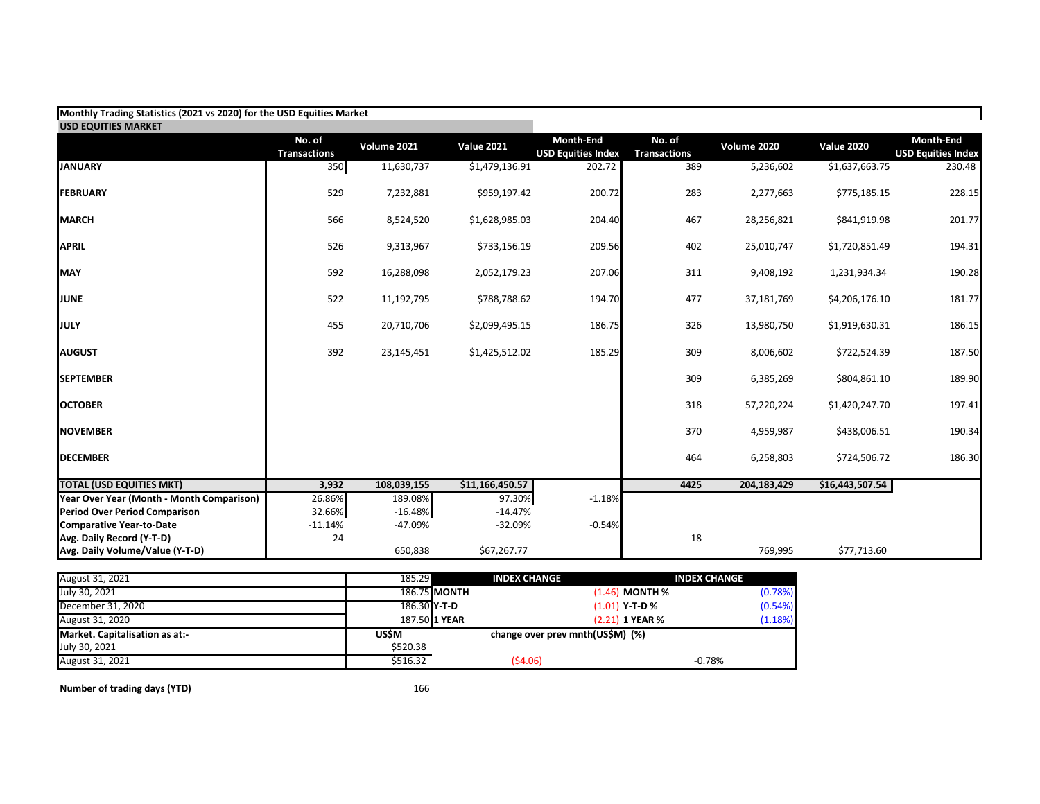**Monthly Trading Statistics (2021 vs 2020) for the USD Equities Market**

**USD EQUITIES MARKET**

| | No. of Transactions | Volume 2021 | Value 2021 | Month-End USD Equities Index | No. of Transactions | Volume 2020 | Value 2020 | Month-End USD Equities Index |
|---|---|---|---|---|---|---|---|---|
| **JANUARY** | 350 | 11,630,737 | $1,479,136.91 | 202.72 | 389 | 5,236,602 | $1,637,663.75 | 230.48 |
| **FEBRUARY** | 529 | 7,232,881 | $959,197.42 | 200.72 | 283 | 2,277,663 | $775,185.15 | 228.15 |
| **MARCH** | 566 | 8,524,520 | $1,628,985.03 | 204.40 | 467 | 28,256,821 | $841,919.98 | 201.77 |
| **APRIL** | 526 | 9,313,967 | $733,156.19 | 209.56 | 402 | 25,010,747 | $1,720,851.49 | 194.31 |
| **MAY** | 592 | 16,288,098 | 2,052,179.23 | 207.06 | 311 | 9,408,192 | 1,231,934.34 | 190.28 |
| **JUNE** | 522 | 11,192,795 | $788,788.62 | 194.70 | 477 | 37,181,769 | $4,206,176.10 | 181.77 |
| **JULY** | 455 | 20,710,706 | $2,099,495.15 | 186.75 | 326 | 13,980,750 | $1,919,630.31 | 186.15 |
| **AUGUST** | 392 | 23,145,451 | $1,425,512.02 | 185.29 | 309 | 8,006,602 | $722,524.39 | 187.50 |
| **SEPTEMBER** | | | | | 309 | 6,385,269 | $804,861.10 | 189.90 |
| **OCTOBER** | | | | | 318 | 57,220,224 | $1,420,247.70 | 197.41 |
| **NOVEMBER** | | | | | 370 | 4,959,987 | $438,006.51 | 190.34 |
| **DECEMBER** | | | | | 464 | 6,258,803 | $724,506.72 | 186.30 |
| **TOTAL (USD EQUITIES MKT)** | **3,932** | **108,039,155** | **$11,166,450.57** | | **4425** | **204,183,429** | **$16,443,507.54** | |
| **Year Over Year (Month - Month Comparison)** | 26.86% | 189.08% | 97.30% | -1.18% | | | | |
| **Period Over Period Comparison** | 32.66% | -16.48% | -14.47% | | | | | |
| **Comparative Year-to-Date** | -11.14% | -47.09% | -32.09% | -0.54% | | | | |
| **Avg. Daily Record (Y-T-D)** | 24 | | | | 18 | | | |
| **Avg. Daily Volume/Value (Y-T-D)** | | 650,838 | $67,267.77 | | | 769,995 | $77,713.60 | |

| | | **INDEX CHANGE** | | **INDEX CHANGE** | |
|---|---|---|---|---|---|
| August 31, 2021 | 185.29 | | | | |
| July 30, 2021 | 186.75 | **MONTH** | (1.46) | **MONTH %** | (0.78%) |
| December 31, 2020 | 186.30 | **Y-T-D** | (1.01) | **Y-T-D %** | (0.54%) |
| August 31, 2020 | 187.50 | **1 YEAR** | (2.21) | **1 YEAR %** | (1.18%) |
| **Market. Capitalisation as at:-** | **US$M** | **change over prev mnth(US$M) (%)** | | | |
| July 30, 2021 | $520.38 | | | | |
| August 31, 2021 | $516.32 | ($4.06) | | -0.78% | |

**Number of trading days (YTD)** 166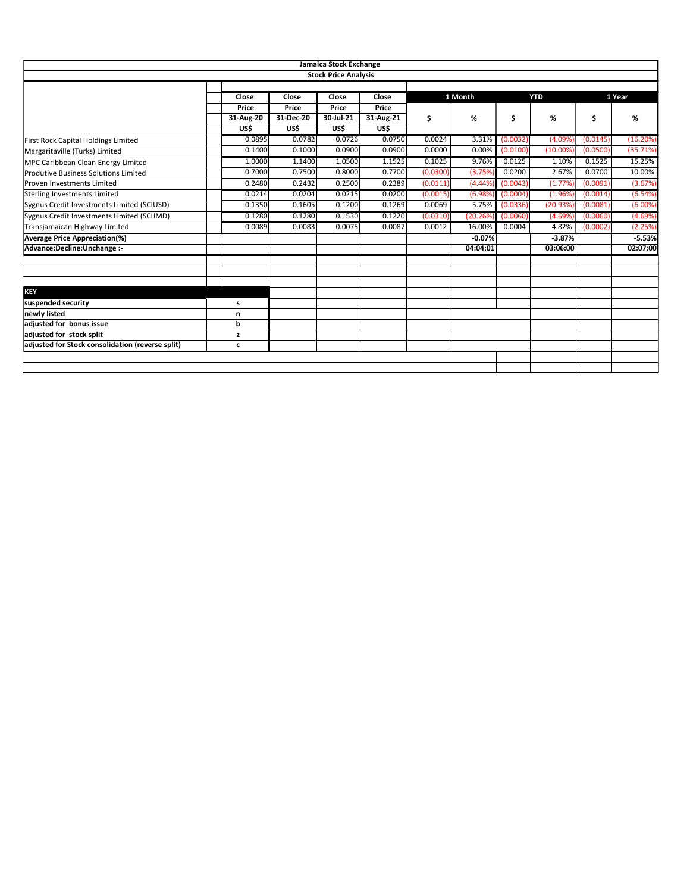## Jamaica Stock Exchange

### Stock Price Analysis

| | Close Price 31-Aug-20 US$ | Close Price 31-Dec-20 US$ | Close Price 30-Jul-21 US$ | Close Price 31-Aug-21 US$ | 1 Month $ | 1 Month % | YTD $ | YTD % | 1 Year $ | 1 Year % |
|---|---|---|---|---|---|---|---|---|---|---|
| First Rock Capital Holdings Limited | 0.0895 | 0.0782 | 0.0726 | 0.0750 | 0.0024 | 3.31% | (0.0032) | (4.09%) | (0.0145) | (16.20%) |
| Margaritaville (Turks) Limited | 0.1400 | 0.1000 | 0.0900 | 0.0900 | 0.0000 | 0.00% | (0.0100) | (10.00%) | (0.0500) | (35.71%) |
| MPC Caribbean Clean Energy Limited | 1.0000 | 1.1400 | 1.0500 | 1.1525 | 0.1025 | 9.76% | 0.0125 | 1.10% | 0.1525 | 15.25% |
| Produtive Business Solutions Limited | 0.7000 | 0.7500 | 0.8000 | 0.7700 | (0.0300) | (3.75%) | 0.0200 | 2.67% | 0.0700 | 10.00% |
| Proven Investments Limited | 0.2480 | 0.2432 | 0.2500 | 0.2389 | (0.0111) | (4.44%) | (0.0043) | (1.77%) | (0.0091) | (3.67%) |
| Sterling Investments Limited | 0.0214 | 0.0204 | 0.0215 | 0.0200 | (0.0015) | (6.98%) | (0.0004) | (1.96%) | (0.0014) | (6.54%) |
| Sygnus Credit Investments Limited (SCIUSD) | 0.1350 | 0.1605 | 0.1200 | 0.1269 | 0.0069 | 5.75% | (0.0336) | (20.93%) | (0.0081) | (6.00%) |
| Sygnus Credit Investments Limited (SCIJMD) | 0.1280 | 0.1280 | 0.1530 | 0.1220 | (0.0310) | (20.26%) | (0.0060) | (4.69%) | (0.0060) | (4.69%) |
| Transjamaican Highway Limited | 0.0089 | 0.0083 | 0.0075 | 0.0087 | 0.0012 | 16.00% | 0.0004 | 4.82% | (0.0002) | (2.25%) |
| **Average Price Appreciation(%)** | | | | | | **-0.07%** | | **-3.87%** | | **-5.53%** |
| **Advance:Decline:Unchange :-** | | | | | | **04:04:01** | | **03:06:00** | | **02:07:00** |

| KEY | |
|---|---|
| **suspended security** | **s** |
| **newly listed** | **n** |
| **adjusted for bonus issue** | **b** |
| **adjusted for stock split** | **z** |
| **adjusted for Stock consolidation (reverse split)** | **c** |